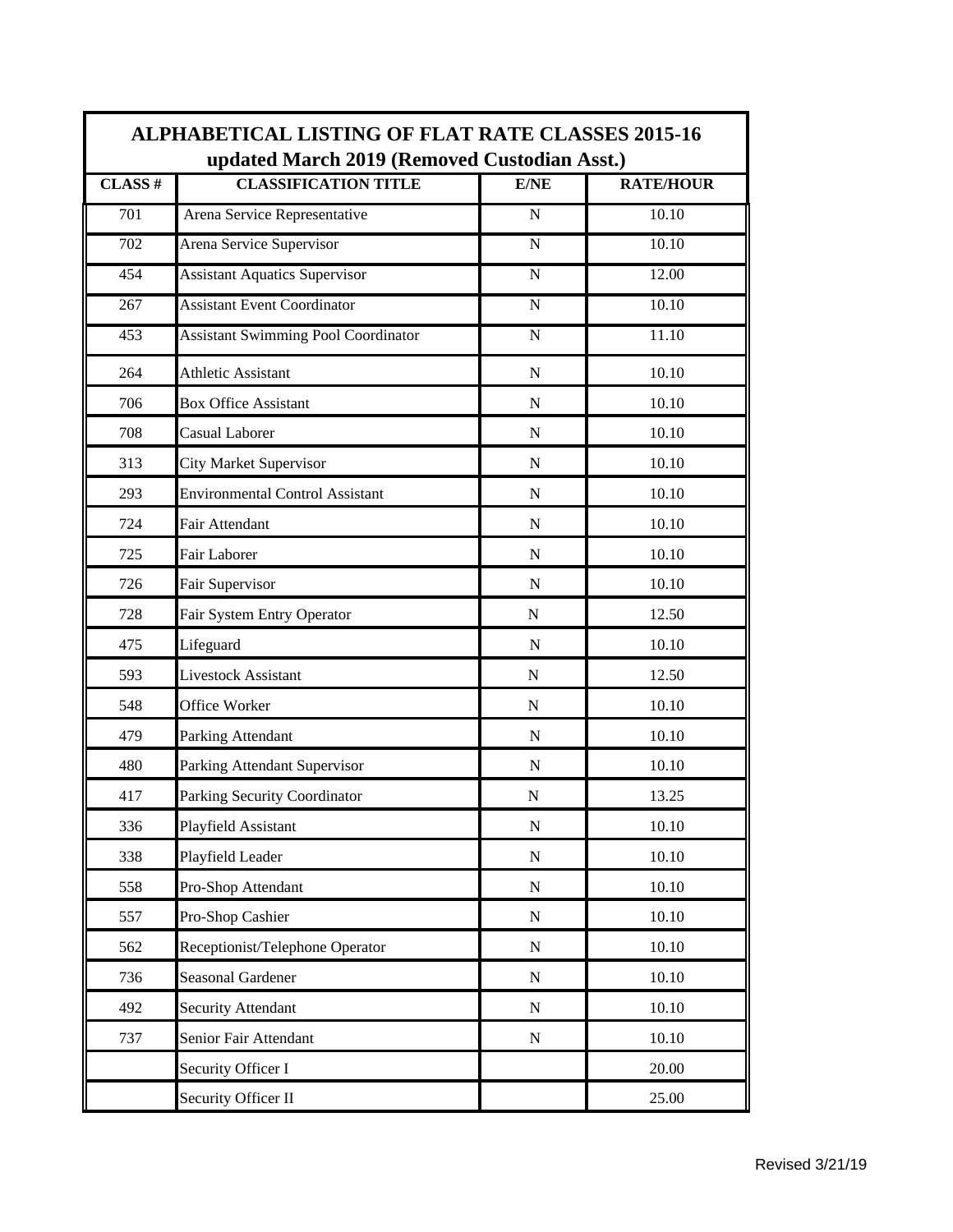| ALPHABETICAL LISTING OF FLAT RATE CLASSES 2015-16 updated March 2019 (Removed Custodian Asst.) | | | |
|---|---|---|---|
| **CLASS #** | **CLASSIFICATION TITLE** | **E/NE** | **RATE/HOUR** |
| 701 | Arena Service Representative | N | 10.10 |
| 702 | Arena Service Supervisor | N | 10.10 |
| 454 | Assistant Aquatics Supervisor | N | 12.00 |
| 267 | Assistant Event Coordinator | N | 10.10 |
| 453 | Assistant Swimming Pool Coordinator | N | 11.10 |
| 264 | Athletic Assistant | N | 10.10 |
| 706 | Box Office Assistant | N | 10.10 |
| 708 | Casual Laborer | N | 10.10 |
| 313 | City Market Supervisor | N | 10.10 |
| 293 | Environmental Control Assistant | N | 10.10 |
| 724 | Fair Attendant | N | 10.10 |
| 725 | Fair Laborer | N | 10.10 |
| 726 | Fair Supervisor | N | 10.10 |
| 728 | Fair System Entry Operator | N | 12.50 |
| 475 | Lifeguard | N | 10.10 |
| 593 | Livestock Assistant | N | 12.50 |
| 548 | Office Worker | N | 10.10 |
| 479 | Parking Attendant | N | 10.10 |
| 480 | Parking Attendant Supervisor | N | 10.10 |
| 417 | Parking Security Coordinator | N | 13.25 |
| 336 | Playfield Assistant | N | 10.10 |
| 338 | Playfield Leader | N | 10.10 |
| 558 | Pro-Shop Attendant | N | 10.10 |
| 557 | Pro-Shop Cashier | N | 10.10 |
| 562 | Receptionist/Telephone Operator | N | 10.10 |
| 736 | Seasonal Gardener | N | 10.10 |
| 492 | Security Attendant | N | 10.10 |
| 737 | Senior Fair Attendant | N | 10.10 |
| | Security Officer I | | 20.00 |
| | Security Officer II | | 25.00 |

Revised 3/21/19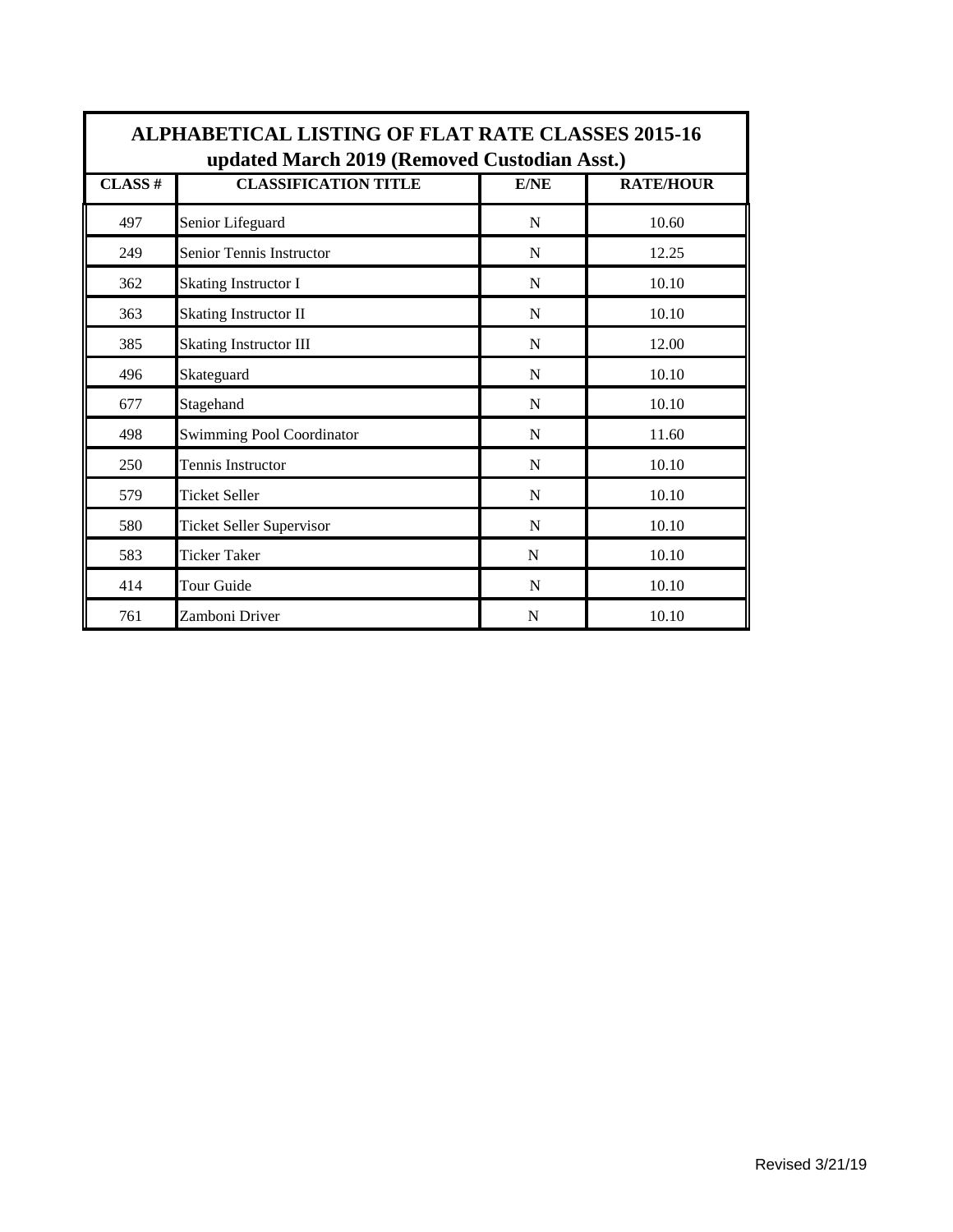## ALPHABETICAL LISTING OF FLAT RATE CLASSES 2015-16
## updated March 2019 (Removed Custodian Asst.)

| CLASS # | CLASSIFICATION TITLE | E/NE | RATE/HOUR |
|---|---|---|---|
| 497 | Senior Lifeguard | N | 10.60 |
| 249 | Senior Tennis Instructor | N | 12.25 |
| 362 | Skating Instructor I | N | 10.10 |
| 363 | Skating Instructor II | N | 10.10 |
| 385 | Skating Instructor III | N | 12.00 |
| 496 | Skateguard | N | 10.10 |
| 677 | Stagehand | N | 10.10 |
| 498 | Swimming Pool Coordinator | N | 11.60 |
| 250 | Tennis Instructor | N | 10.10 |
| 579 | Ticket Seller | N | 10.10 |
| 580 | Ticket Seller Supervisor | N | 10.10 |
| 583 | Ticker Taker | N | 10.10 |
| 414 | Tour Guide | N | 10.10 |
| 761 | Zamboni Driver | N | 10.10 |

Revised 3/21/19